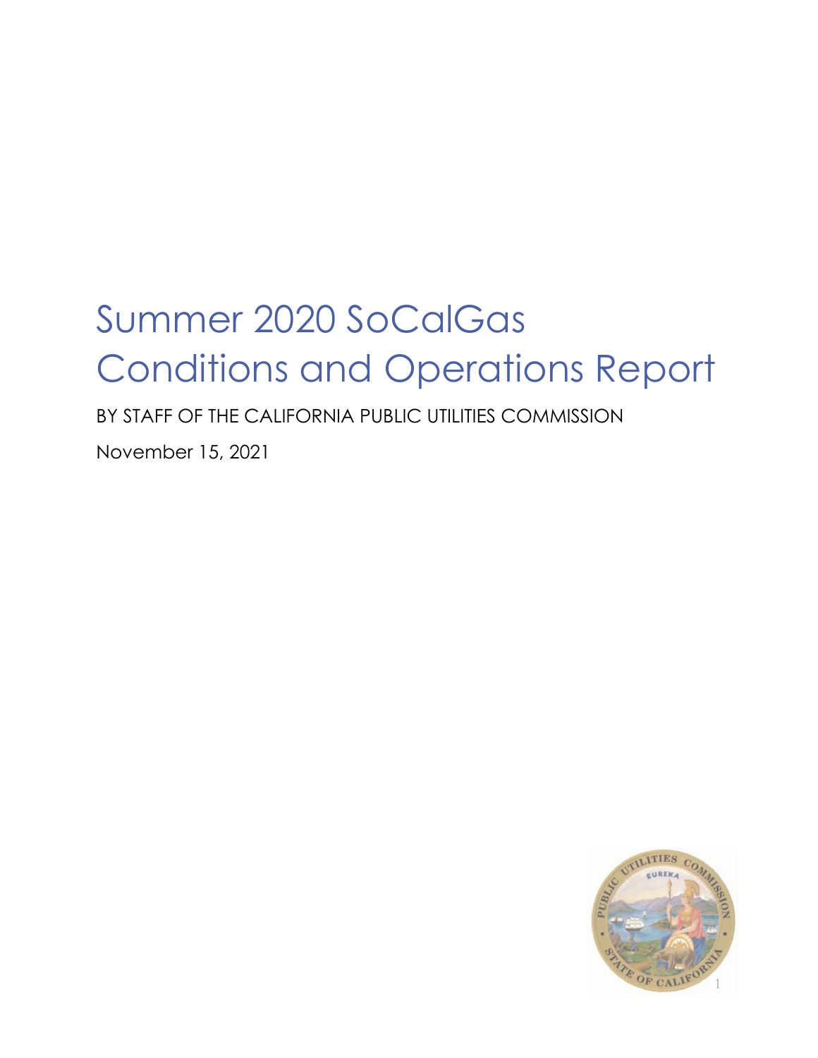# Summer 2020 SoCalGas Conditions and Operations Report

BY STAFF OF THE CALIFORNIA PUBLIC UTILITIES COMMISSION

November 15, 2021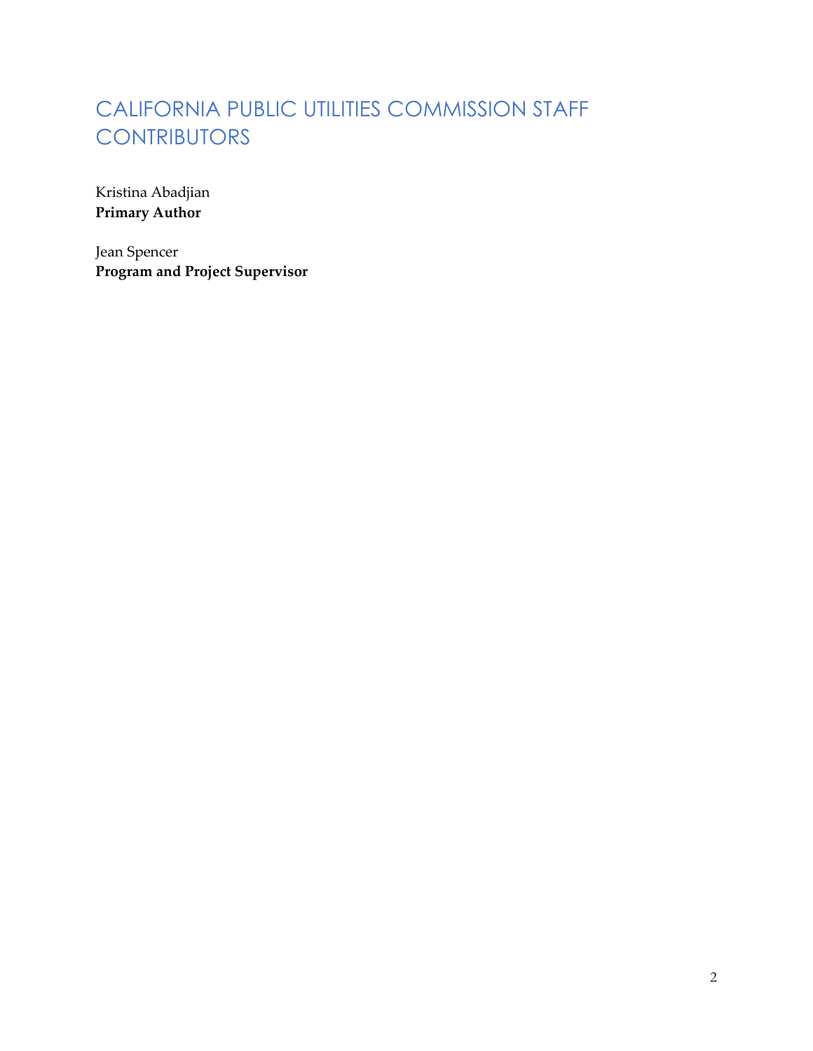# CALIFORNIA PUBLIC UTILITIES COMMISSION STAFF CONTRIBUTORS

Kristina Abadjian
**Primary Author**

Jean Spencer
**Program and Project Supervisor**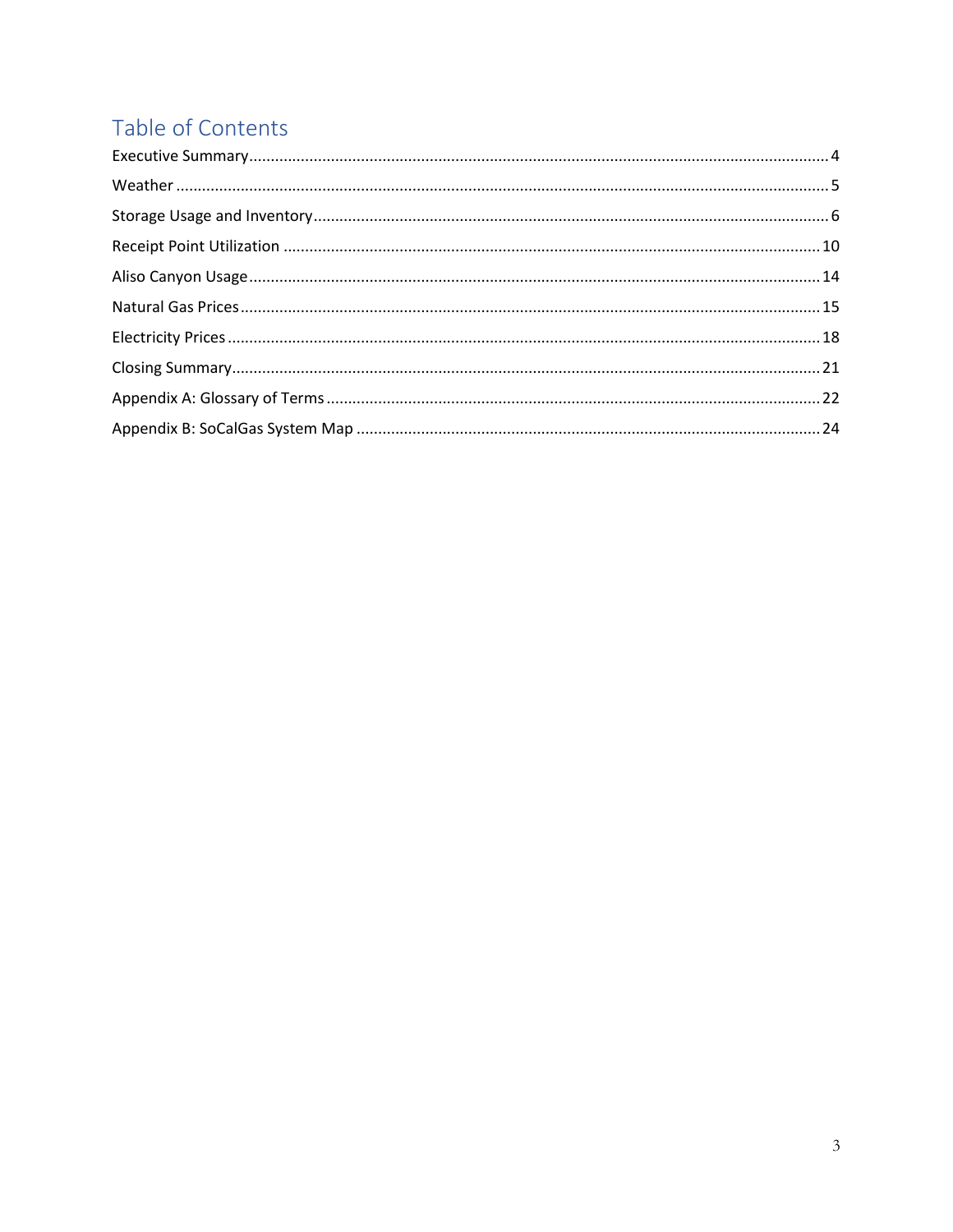## Table of Contents

Executive Summary ........................................................ 4

Weather ........................................................ 5

Storage Usage and Inventory ........................................................ 6

Receipt Point Utilization ........................................................ 10

Aliso Canyon Usage ........................................................ 14

Natural Gas Prices ........................................................ 15

Electricity Prices ........................................................ 18

Closing Summary ........................................................ 21

Appendix A: Glossary of Terms ........................................................ 22

Appendix B: SoCalGas System Map ........................................................ 24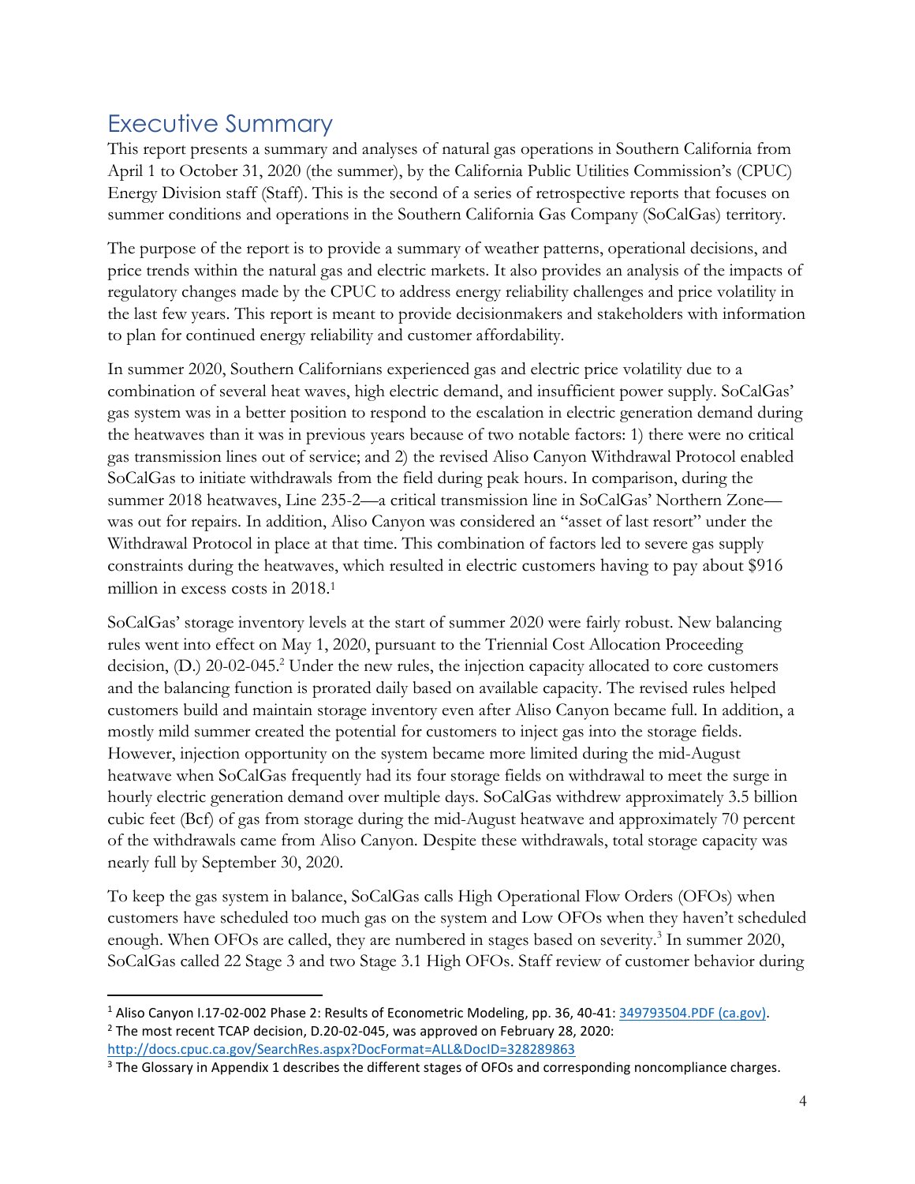# Executive Summary

This report presents a summary and analyses of natural gas operations in Southern California from April 1 to October 31, 2020 (the summer), by the California Public Utilities Commission's (CPUC) Energy Division staff (Staff). This is the second of a series of retrospective reports that focuses on summer conditions and operations in the Southern California Gas Company (SoCalGas) territory.

The purpose of the report is to provide a summary of weather patterns, operational decisions, and price trends within the natural gas and electric markets. It also provides an analysis of the impacts of regulatory changes made by the CPUC to address energy reliability challenges and price volatility in the last few years. This report is meant to provide decisionmakers and stakeholders with information to plan for continued energy reliability and customer affordability.

In summer 2020, Southern Californians experienced gas and electric price volatility due to a combination of several heat waves, high electric demand, and insufficient power supply. SoCalGas' gas system was in a better position to respond to the escalation in electric generation demand during the heatwaves than it was in previous years because of two notable factors: 1) there were no critical gas transmission lines out of service; and 2) the revised Aliso Canyon Withdrawal Protocol enabled SoCalGas to initiate withdrawals from the field during peak hours. In comparison, during the summer 2018 heatwaves, Line 235-2—a critical transmission line in SoCalGas' Northern Zone—was out for repairs. In addition, Aliso Canyon was considered an "asset of last resort" under the Withdrawal Protocol in place at that time. This combination of factors led to severe gas supply constraints during the heatwaves, which resulted in electric customers having to pay about $916 million in excess costs in 2018.[1]

SoCalGas' storage inventory levels at the start of summer 2020 were fairly robust. New balancing rules went into effect on May 1, 2020, pursuant to the Triennial Cost Allocation Proceeding decision, (D.) 20-02-045.[2] Under the new rules, the injection capacity allocated to core customers and the balancing function is prorated daily based on available capacity. The revised rules helped customers build and maintain storage inventory even after Aliso Canyon became full. In addition, a mostly mild summer created the potential for customers to inject gas into the storage fields. However, injection opportunity on the system became more limited during the mid-August heatwave when SoCalGas frequently had its four storage fields on withdrawal to meet the surge in hourly electric generation demand over multiple days. SoCalGas withdrew approximately 3.5 billion cubic feet (Bcf) of gas from storage during the mid-August heatwave and approximately 70 percent of the withdrawals came from Aliso Canyon. Despite these withdrawals, total storage capacity was nearly full by September 30, 2020.

To keep the gas system in balance, SoCalGas calls High Operational Flow Orders (OFOs) when customers have scheduled too much gas on the system and Low OFOs when they haven't scheduled enough. When OFOs are called, they are numbered in stages based on severity.[3] In summer 2020, SoCalGas called 22 Stage 3 and two Stage 3.1 High OFOs. Staff review of customer behavior during

---

[1] Aliso Canyon I.17-02-002 Phase 2: Results of Econometric Modeling, pp. 36, 40-41: [349793504.PDF (ca.gov)](349793504.PDF (ca.gov)).

[2] The most recent TCAP decision, D.20-02-045, was approved on February 28, 2020: http://docs.cpuc.ca.gov/SearchRes.aspx?DocFormat=ALL&DocID=328289863

[3] The Glossary in Appendix 1 describes the different stages of OFOs and corresponding noncompliance charges.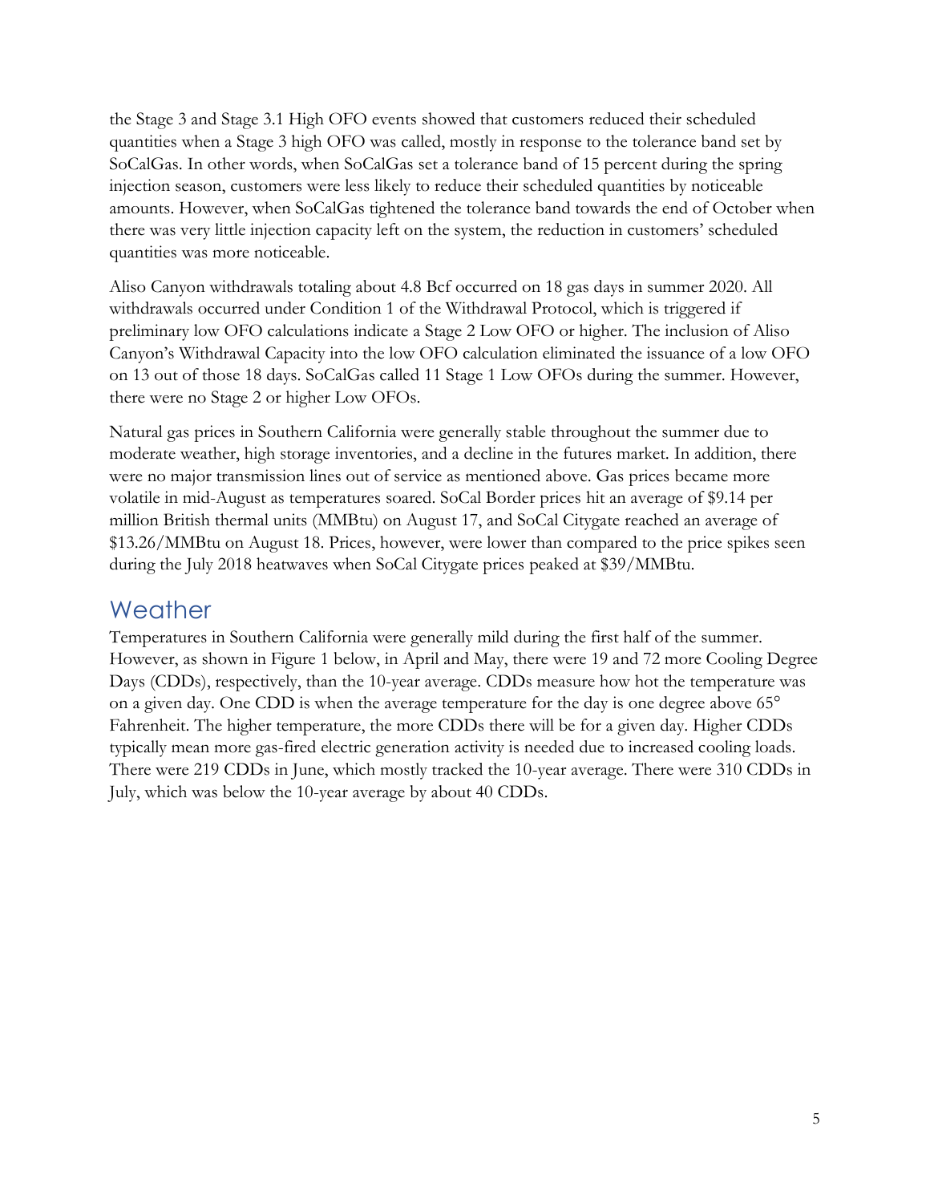the Stage 3 and Stage 3.1 High OFO events showed that customers reduced their scheduled quantities when a Stage 3 high OFO was called, mostly in response to the tolerance band set by SoCalGas. In other words, when SoCalGas set a tolerance band of 15 percent during the spring injection season, customers were less likely to reduce their scheduled quantities by noticeable amounts. However, when SoCalGas tightened the tolerance band towards the end of October when there was very little injection capacity left on the system, the reduction in customers' scheduled quantities was more noticeable.

Aliso Canyon withdrawals totaling about 4.8 Bcf occurred on 18 gas days in summer 2020. All withdrawals occurred under Condition 1 of the Withdrawal Protocol, which is triggered if preliminary low OFO calculations indicate a Stage 2 Low OFO or higher. The inclusion of Aliso Canyon's Withdrawal Capacity into the low OFO calculation eliminated the issuance of a low OFO on 13 out of those 18 days. SoCalGas called 11 Stage 1 Low OFOs during the summer. However, there were no Stage 2 or higher Low OFOs.

Natural gas prices in Southern California were generally stable throughout the summer due to moderate weather, high storage inventories, and a decline in the futures market. In addition, there were no major transmission lines out of service as mentioned above. Gas prices became more volatile in mid-August as temperatures soared. SoCal Border prices hit an average of $9.14 per million British thermal units (MMBtu) on August 17, and SoCal Citygate reached an average of $13.26/MMBtu on August 18. Prices, however, were lower than compared to the price spikes seen during the July 2018 heatwaves when SoCal Citygate prices peaked at $39/MMBtu.

## Weather

Temperatures in Southern California were generally mild during the first half of the summer. However, as shown in Figure 1 below, in April and May, there were 19 and 72 more Cooling Degree Days (CDDs), respectively, than the 10-year average. CDDs measure how hot the temperature was on a given day. One CDD is when the average temperature for the day is one degree above 65° Fahrenheit. The higher temperature, the more CDDs there will be for a given day. Higher CDDs typically mean more gas-fired electric generation activity is needed due to increased cooling loads. There were 219 CDDs in June, which mostly tracked the 10-year average. There were 310 CDDs in July, which was below the 10-year average by about 40 CDDs.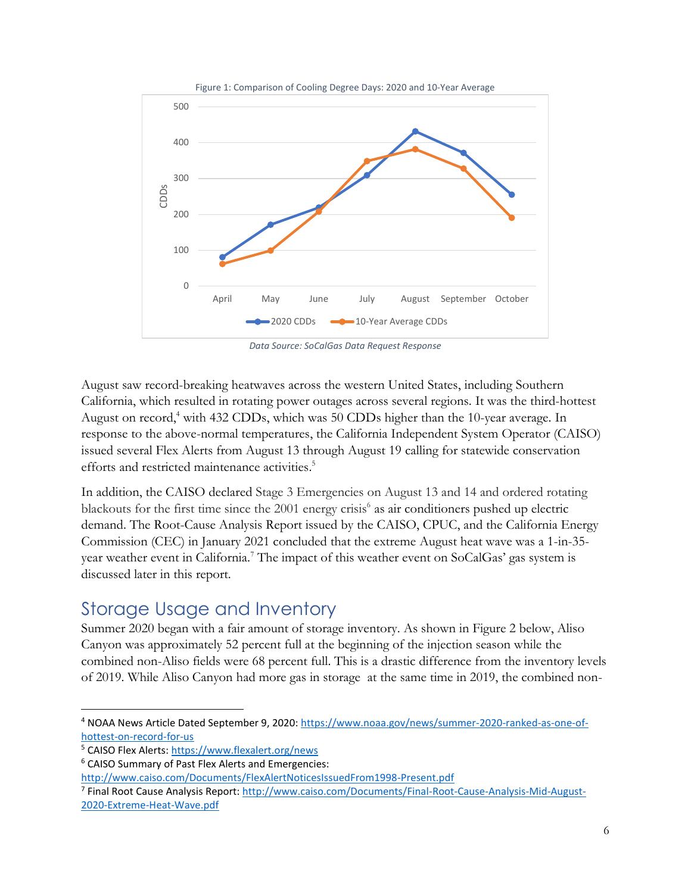Figure 1: Comparison of Cooling Degree Days: 2020 and 10-Year Average

*Data Source: SoCalGas Data Request Response*

August saw record-breaking heatwaves across the western United States, including Southern California, which resulted in rotating power outages across several regions. It was the third-hottest August on record,[4] with 432 CDDs, which was 50 CDDs higher than the 10-year average. In response to the above-normal temperatures, the California Independent System Operator (CAISO) issued several Flex Alerts from August 13 through August 19 calling for statewide conservation efforts and restricted maintenance activities.[5]

In addition, the CAISO declared Stage 3 Emergencies on August 13 and 14 and ordered rotating blackouts for the first time since the 2001 energy crisis[6] as air conditioners pushed up electric demand. The Root-Cause Analysis Report issued by the CAISO, CPUC, and the California Energy Commission (CEC) in January 2021 concluded that the extreme August heat wave was a 1-in-35-year weather event in California.[7] The impact of this weather event on SoCalGas' gas system is discussed later in this report.

## Storage Usage and Inventory

Summer 2020 began with a fair amount of storage inventory. As shown in Figure 2 below, Aliso Canyon was approximately 52 percent full at the beginning of the injection season while the combined non-Aliso fields were 68 percent full. This is a drastic difference from the inventory levels of 2019. While Aliso Canyon had more gas in storage at the same time in 2019, the combined non-

---

[4] NOAA News Article Dated September 9, 2020: https://www.noaa.gov/news/summer-2020-ranked-as-one-of-hottest-on-record-for-us

[5] CAISO Flex Alerts: https://www.flexalert.org/news

[6] CAISO Summary of Past Flex Alerts and Emergencies: http://www.caiso.com/Documents/FlexAlertNoticesIssuedFrom1998-Present.pdf

[7] Final Root Cause Analysis Report: http://www.caiso.com/Documents/Final-Root-Cause-Analysis-Mid-August-2020-Extreme-Heat-Wave.pdf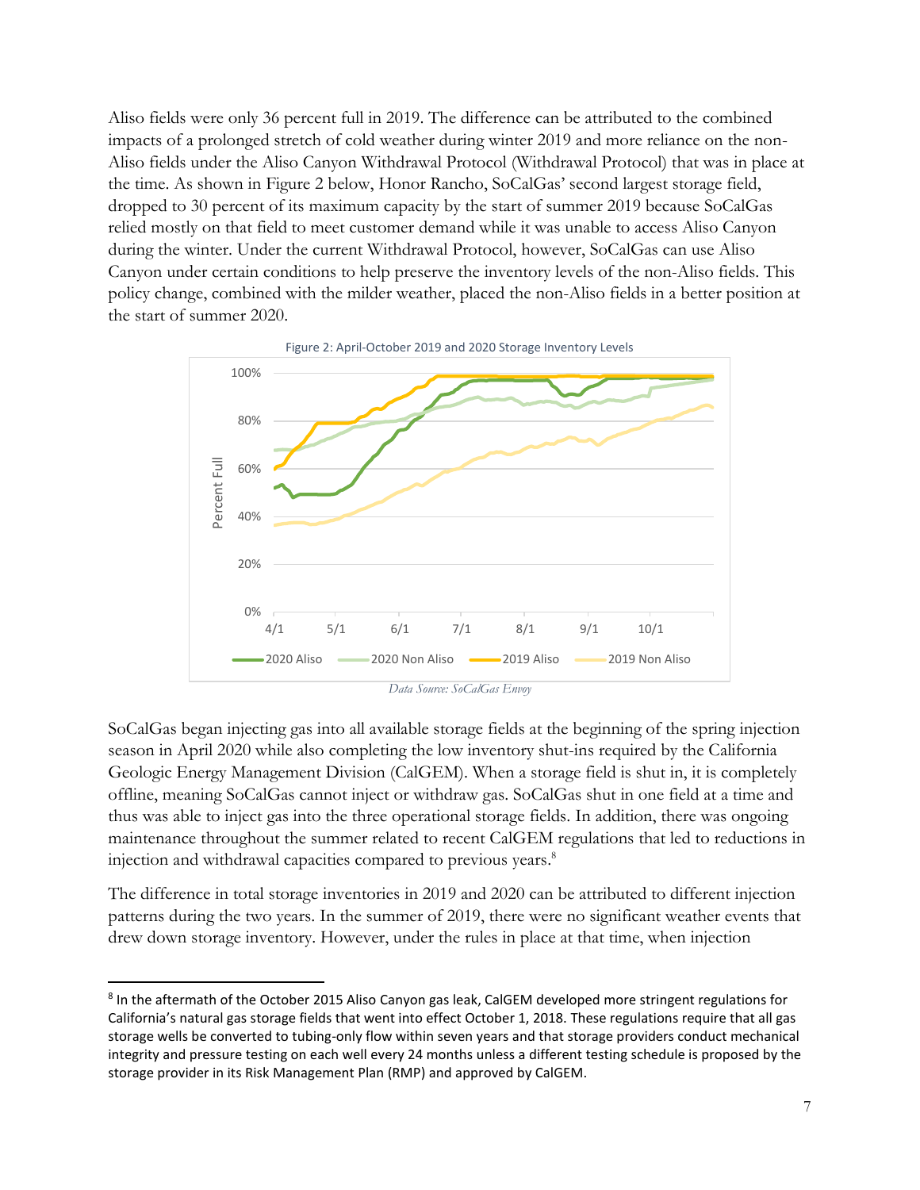Aliso fields were only 36 percent full in 2019. The difference can be attributed to the combined impacts of a prolonged stretch of cold weather during winter 2019 and more reliance on the non-Aliso fields under the Aliso Canyon Withdrawal Protocol (Withdrawal Protocol) that was in place at the time. As shown in Figure 2 below, Honor Rancho, SoCalGas' second largest storage field, dropped to 30 percent of its maximum capacity by the start of summer 2019 because SoCalGas relied mostly on that field to meet customer demand while it was unable to access Aliso Canyon during the winter. Under the current Withdrawal Protocol, however, SoCalGas can use Aliso Canyon under certain conditions to help preserve the inventory levels of the non-Aliso fields. This policy change, combined with the milder weather, placed the non-Aliso fields in a better position at the start of summer 2020.

Figure 2: April-October 2019 and 2020 Storage Inventory Levels

*Data Source: SoCalGas Envoy*

SoCalGas began injecting gas into all available storage fields at the beginning of the spring injection season in April 2020 while also completing the low inventory shut-ins required by the California Geologic Energy Management Division (CalGEM). When a storage field is shut in, it is completely offline, meaning SoCalGas cannot inject or withdraw gas. SoCalGas shut in one field at a time and thus was able to inject gas into the three operational storage fields. In addition, there was ongoing maintenance throughout the summer related to recent CalGEM regulations that led to reductions in injection and withdrawal capacities compared to previous years.[8]

The difference in total storage inventories in 2019 and 2020 can be attributed to different injection patterns during the two years. In the summer of 2019, there were no significant weather events that drew down storage inventory. However, under the rules in place at that time, when injection

[8] In the aftermath of the October 2015 Aliso Canyon gas leak, CalGEM developed more stringent regulations for California's natural gas storage fields that went into effect October 1, 2018. These regulations require that all gas storage wells be converted to tubing-only flow within seven years and that storage providers conduct mechanical integrity and pressure testing on each well every 24 months unless a different testing schedule is proposed by the storage provider in its Risk Management Plan (RMP) and approved by CalGEM.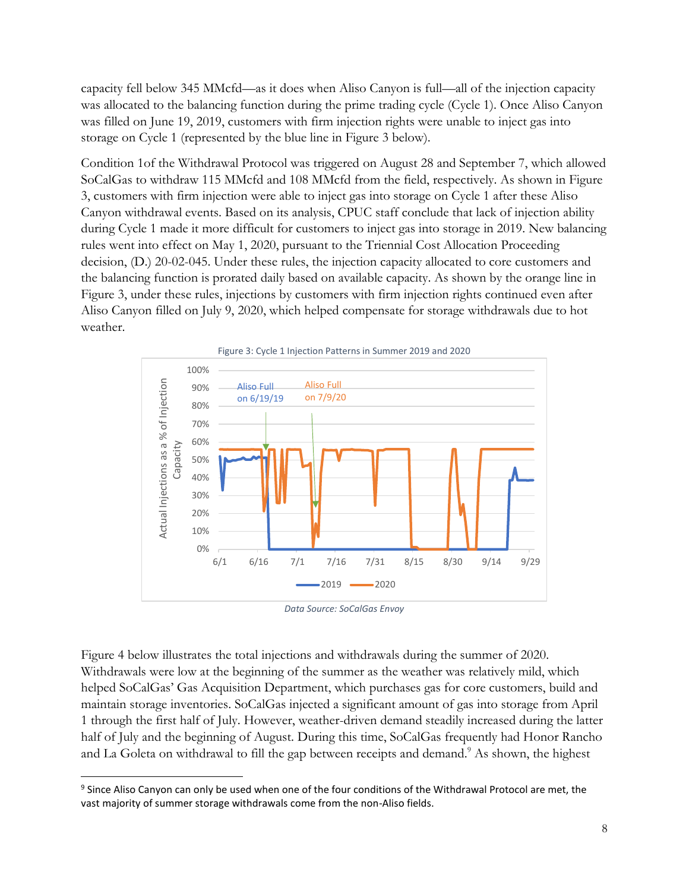capacity fell below 345 MMcfd—as it does when Aliso Canyon is full—all of the injection capacity was allocated to the balancing function during the prime trading cycle (Cycle 1). Once Aliso Canyon was filled on June 19, 2019, customers with firm injection rights were unable to inject gas into storage on Cycle 1 (represented by the blue line in Figure 3 below).

Condition 1of the Withdrawal Protocol was triggered on August 28 and September 7, which allowed SoCalGas to withdraw 115 MMcfd and 108 MMcfd from the field, respectively. As shown in Figure 3, customers with firm injection were able to inject gas into storage on Cycle 1 after these Aliso Canyon withdrawal events. Based on its analysis, CPUC staff conclude that lack of injection ability during Cycle 1 made it more difficult for customers to inject gas into storage in 2019. New balancing rules went into effect on May 1, 2020, pursuant to the Triennial Cost Allocation Proceeding decision, (D.) 20-02-045. Under these rules, the injection capacity allocated to core customers and the balancing function is prorated daily based on available capacity. As shown by the orange line in Figure 3, under these rules, injections by customers with firm injection rights continued even after Aliso Canyon filled on July 9, 2020, which helped compensate for storage withdrawals due to hot weather.

Figure 3: Cycle 1 Injection Patterns in Summer 2019 and 2020

*Data Source: SoCalGas Envoy*

Figure 4 below illustrates the total injections and withdrawals during the summer of 2020. Withdrawals were low at the beginning of the summer as the weather was relatively mild, which helped SoCalGas' Gas Acquisition Department, which purchases gas for core customers, build and maintain storage inventories. SoCalGas injected a significant amount of gas into storage from April 1 through the first half of July. However, weather-driven demand steadily increased during the latter half of July and the beginning of August. During this time, SoCalGas frequently had Honor Rancho and La Goleta on withdrawal to fill the gap between receipts and demand.[9] As shown, the highest

[9] Since Aliso Canyon can only be used when one of the four conditions of the Withdrawal Protocol are met, the vast majority of summer storage withdrawals come from the non-Aliso fields.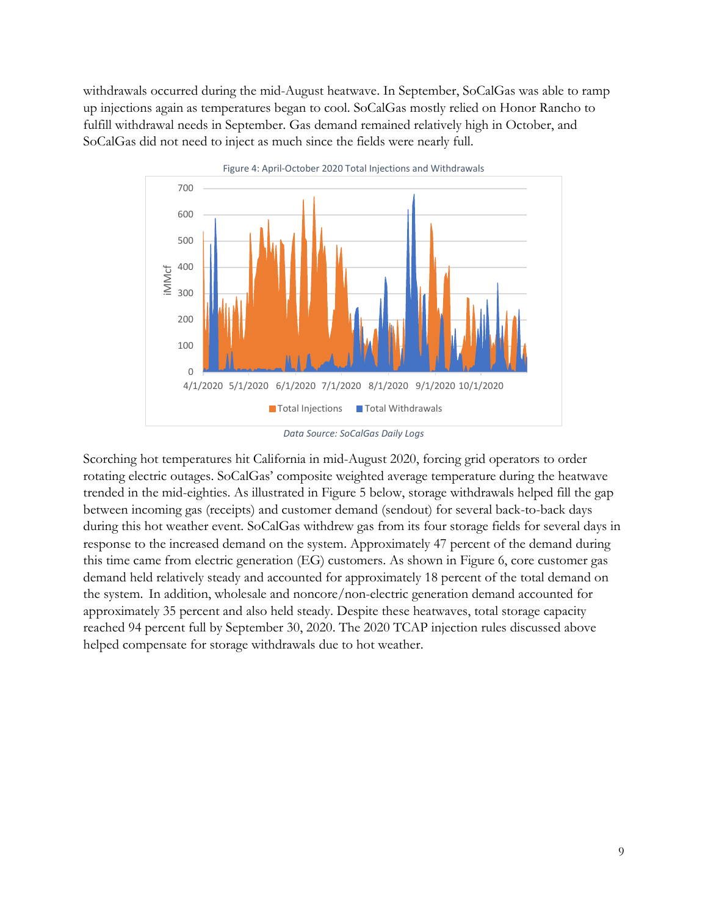withdrawals occurred during the mid-August heatwave. In September, SoCalGas was able to ramp up injections again as temperatures began to cool. SoCalGas mostly relied on Honor Rancho to fulfill withdrawal needs in September. Gas demand remained relatively high in October, and SoCalGas did not need to inject as much since the fields were nearly full.

Figure 4: April-October 2020 Total Injections and Withdrawals

*Data Source: SoCalGas Daily Logs*

Scorching hot temperatures hit California in mid-August 2020, forcing grid operators to order rotating electric outages. SoCalGas' composite weighted average temperature during the heatwave trended in the mid-eighties. As illustrated in Figure 5 below, storage withdrawals helped fill the gap between incoming gas (receipts) and customer demand (sendout) for several back-to-back days during this hot weather event. SoCalGas withdrew gas from its four storage fields for several days in response to the increased demand on the system. Approximately 47 percent of the demand during this time came from electric generation (EG) customers. As shown in Figure 6, core customer gas demand held relatively steady and accounted for approximately 18 percent of the total demand on the system. In addition, wholesale and noncore/non-electric generation demand accounted for approximately 35 percent and also held steady. Despite these heatwaves, total storage capacity reached 94 percent full by September 30, 2020. The 2020 TCAP injection rules discussed above helped compensate for storage withdrawals due to hot weather.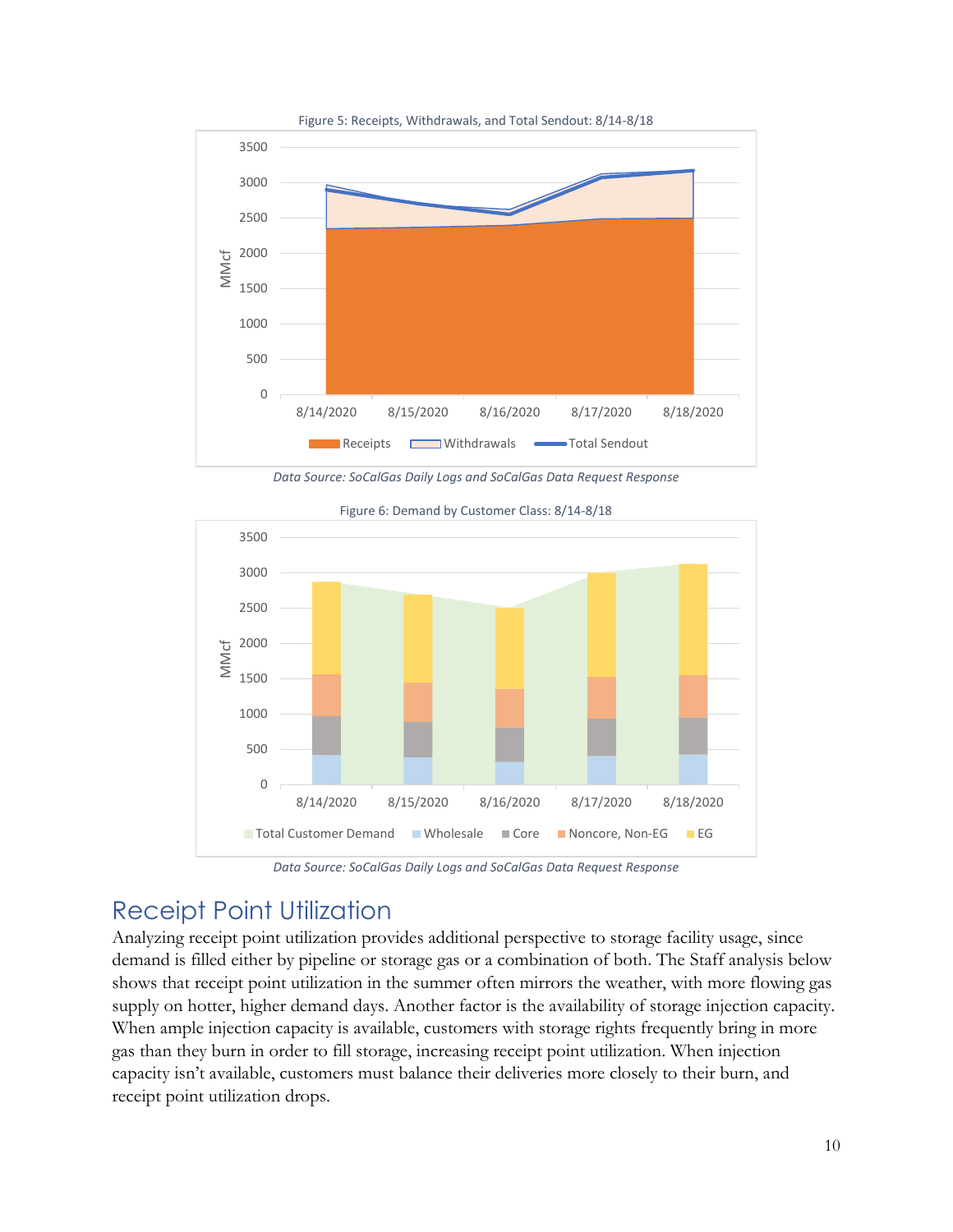Figure 5: Receipts, Withdrawals, and Total Sendout: 8/14-8/18

*Data Source: SoCalGas Daily Logs and SoCalGas Data Request Response*

Figure 6: Demand by Customer Class: 8/14-8/18

*Data Source: SoCalGas Daily Logs and SoCalGas Data Request Response*

## Receipt Point Utilization

Analyzing receipt point utilization provides additional perspective to storage facility usage, since demand is filled either by pipeline or storage gas or a combination of both. The Staff analysis below shows that receipt point utilization in the summer often mirrors the weather, with more flowing gas supply on hotter, higher demand days. Another factor is the availability of storage injection capacity. When ample injection capacity is available, customers with storage rights frequently bring in more gas than they burn in order to fill storage, increasing receipt point utilization. When injection capacity isn't available, customers must balance their deliveries more closely to their burn, and receipt point utilization drops.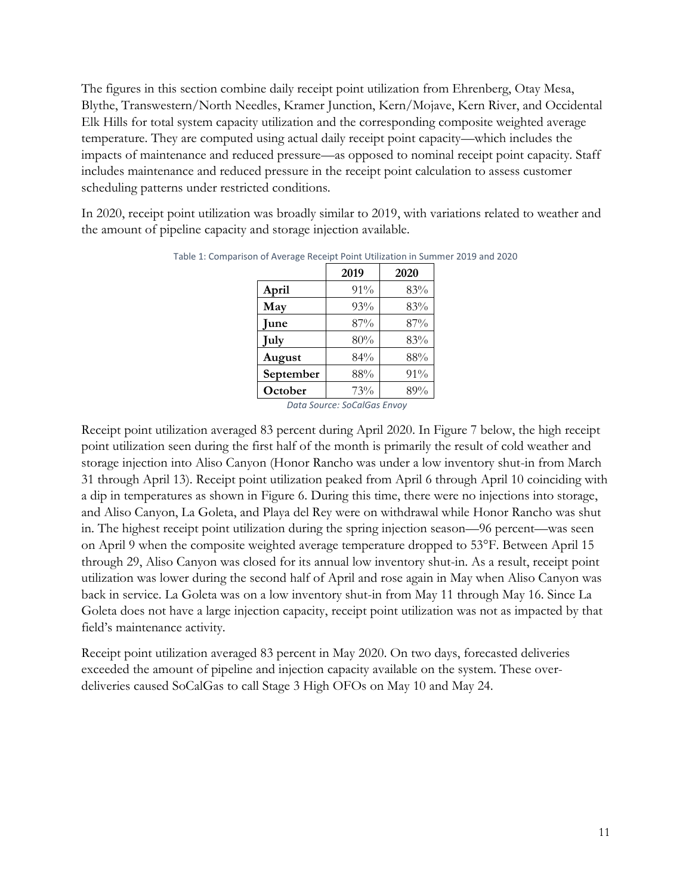The figures in this section combine daily receipt point utilization from Ehrenberg, Otay Mesa, Blythe, Transwestern/North Needles, Kramer Junction, Kern/Mojave, Kern River, and Occidental Elk Hills for total system capacity utilization and the corresponding composite weighted average temperature. They are computed using actual daily receipt point capacity—which includes the impacts of maintenance and reduced pressure—as opposed to nominal receipt point capacity. Staff includes maintenance and reduced pressure in the receipt point calculation to assess customer scheduling patterns under restricted conditions.

In 2020, receipt point utilization was broadly similar to 2019, with variations related to weather and the amount of pipeline capacity and storage injection available.

Table 1: Comparison of Average Receipt Point Utilization in Summer 2019 and 2020

| | 2019 | 2020 |
|---|---|---|
| **April** | 91% | 83% |
| **May** | 93% | 83% |
| **June** | 87% | 87% |
| **July** | 80% | 83% |
| **August** | 84% | 88% |
| **September** | 88% | 91% |
| **October** | 73% | 89% |

*Data Source: SoCalGas Envoy*

Receipt point utilization averaged 83 percent during April 2020. In Figure 7 below, the high receipt point utilization seen during the first half of the month is primarily the result of cold weather and storage injection into Aliso Canyon (Honor Rancho was under a low inventory shut-in from March 31 through April 13). Receipt point utilization peaked from April 6 through April 10 coinciding with a dip in temperatures as shown in Figure 6. During this time, there were no injections into storage, and Aliso Canyon, La Goleta, and Playa del Rey were on withdrawal while Honor Rancho was shut in. The highest receipt point utilization during the spring injection season—96 percent—was seen on April 9 when the composite weighted average temperature dropped to 53°F. Between April 15 through 29, Aliso Canyon was closed for its annual low inventory shut-in. As a result, receipt point utilization was lower during the second half of April and rose again in May when Aliso Canyon was back in service. La Goleta was on a low inventory shut-in from May 11 through May 16. Since La Goleta does not have a large injection capacity, receipt point utilization was not as impacted by that field's maintenance activity.

Receipt point utilization averaged 83 percent in May 2020. On two days, forecasted deliveries exceeded the amount of pipeline and injection capacity available on the system. These over-deliveries caused SoCalGas to call Stage 3 High OFOs on May 10 and May 24.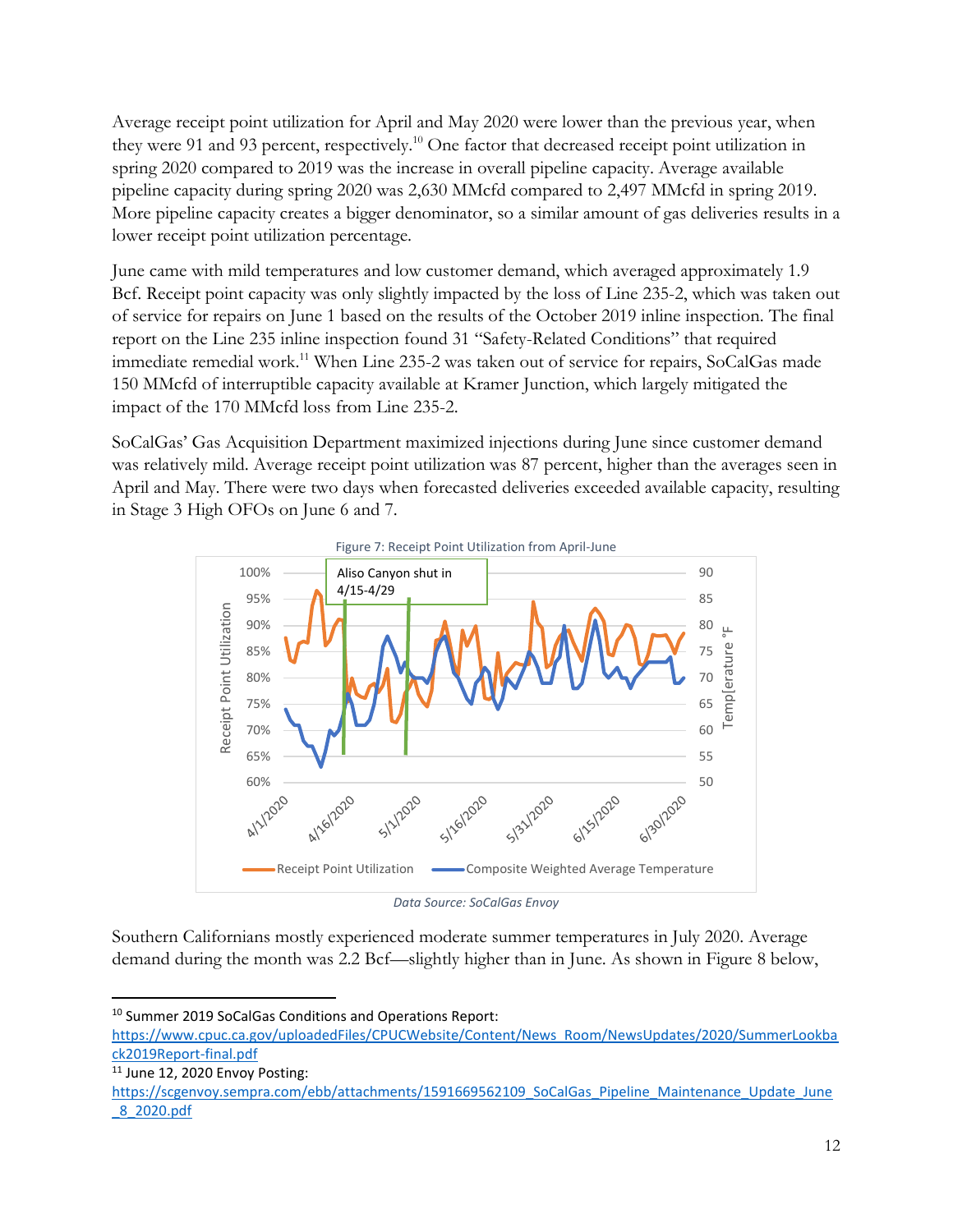Average receipt point utilization for April and May 2020 were lower than the previous year, when they were 91 and 93 percent, respectively.[10] One factor that decreased receipt point utilization in spring 2020 compared to 2019 was the increase in overall pipeline capacity. Average available pipeline capacity during spring 2020 was 2,630 MMcfd compared to 2,497 MMcfd in spring 2019. More pipeline capacity creates a bigger denominator, so a similar amount of gas deliveries results in a lower receipt point utilization percentage.

June came with mild temperatures and low customer demand, which averaged approximately 1.9 Bcf. Receipt point capacity was only slightly impacted by the loss of Line 235-2, which was taken out of service for repairs on June 1 based on the results of the October 2019 inline inspection. The final report on the Line 235 inline inspection found 31 "Safety-Related Conditions" that required immediate remedial work.[11] When Line 235-2 was taken out of service for repairs, SoCalGas made 150 MMcfd of interruptible capacity available at Kramer Junction, which largely mitigated the impact of the 170 MMcfd loss from Line 235-2.

SoCalGas' Gas Acquisition Department maximized injections during June since customer demand was relatively mild. Average receipt point utilization was 87 percent, higher than the averages seen in April and May. There were two days when forecasted deliveries exceeded available capacity, resulting in Stage 3 High OFOs on June 6 and 7.

Figure 7: Receipt Point Utilization from April-June

*Data Source: SoCalGas Envoy*

Southern Californians mostly experienced moderate summer temperatures in July 2020. Average demand during the month was 2.2 Bcf—slightly higher than in June. As shown in Figure 8 below,

---

[10] Summer 2019 SoCalGas Conditions and Operations Report: https://www.cpuc.ca.gov/uploadedFiles/CPUCWebsite/Content/News_Room/NewsUpdates/2020/SummerLookback2019Report-final.pdf

[11] June 12, 2020 Envoy Posting: https://scgenvoy.sempra.com/ebb/attachments/1591669562109_SoCalGas_Pipeline_Maintenance_Update_June_8_2020.pdf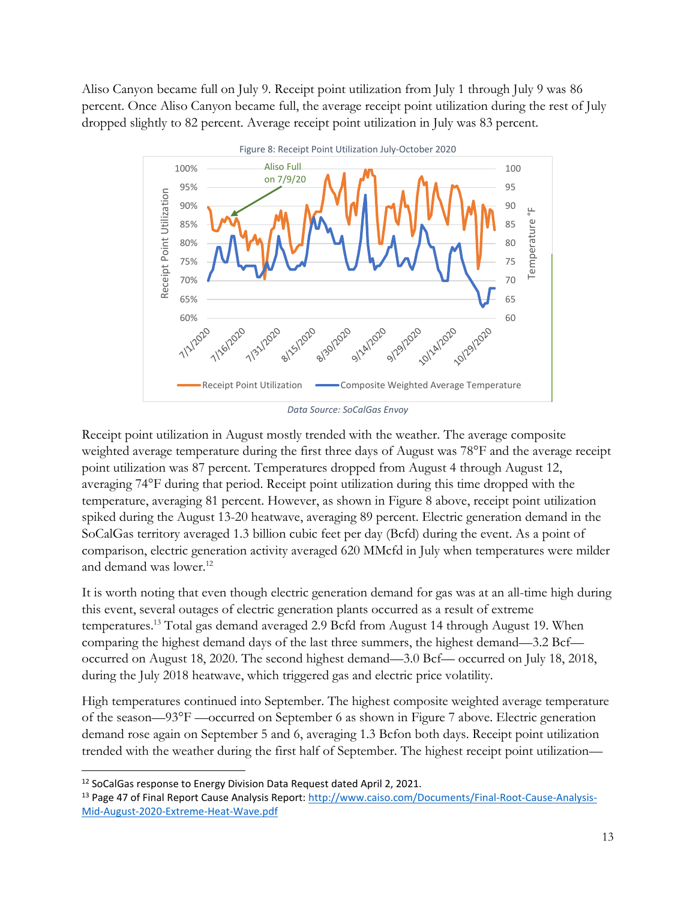Aliso Canyon became full on July 9. Receipt point utilization from July 1 through July 9 was 86 percent. Once Aliso Canyon became full, the average receipt point utilization during the rest of July dropped slightly to 82 percent. Average receipt point utilization in July was 83 percent.

Figure 8: Receipt Point Utilization July-October 2020

*Data Source: SoCalGas Envoy*

Receipt point utilization in August mostly trended with the weather. The average composite weighted average temperature during the first three days of August was 78°F and the average receipt point utilization was 87 percent. Temperatures dropped from August 4 through August 12, averaging 74°F during that period. Receipt point utilization during this time dropped with the temperature, averaging 81 percent. However, as shown in Figure 8 above, receipt point utilization spiked during the August 13-20 heatwave, averaging 89 percent. Electric generation demand in the SoCalGas territory averaged 1.3 billion cubic feet per day (Bcfd) during the event. As a point of comparison, electric generation activity averaged 620 MMcfd in July when temperatures were milder and demand was lower.[12]

It is worth noting that even though electric generation demand for gas was at an all-time high during this event, several outages of electric generation plants occurred as a result of extreme temperatures.[13] Total gas demand averaged 2.9 Bcfd from August 14 through August 19. When comparing the highest demand days of the last three summers, the highest demand—3.2 Bcf—occurred on August 18, 2020. The second highest demand—3.0 Bcf— occurred on July 18, 2018, during the July 2018 heatwave, which triggered gas and electric price volatility.

High temperatures continued into September. The highest composite weighted average temperature of the season—93°F —occurred on September 6 as shown in Figure 7 above. Electric generation demand rose again on September 5 and 6, averaging 1.3 Bcfon both days. Receipt point utilization trended with the weather during the first half of September. The highest receipt point utilization—

[12] SoCalGas response to Energy Division Data Request dated April 2, 2021.

[13] Page 47 of Final Report Cause Analysis Report: http://www.caiso.com/Documents/Final-Root-Cause-Analysis-Mid-August-2020-Extreme-Heat-Wave.pdf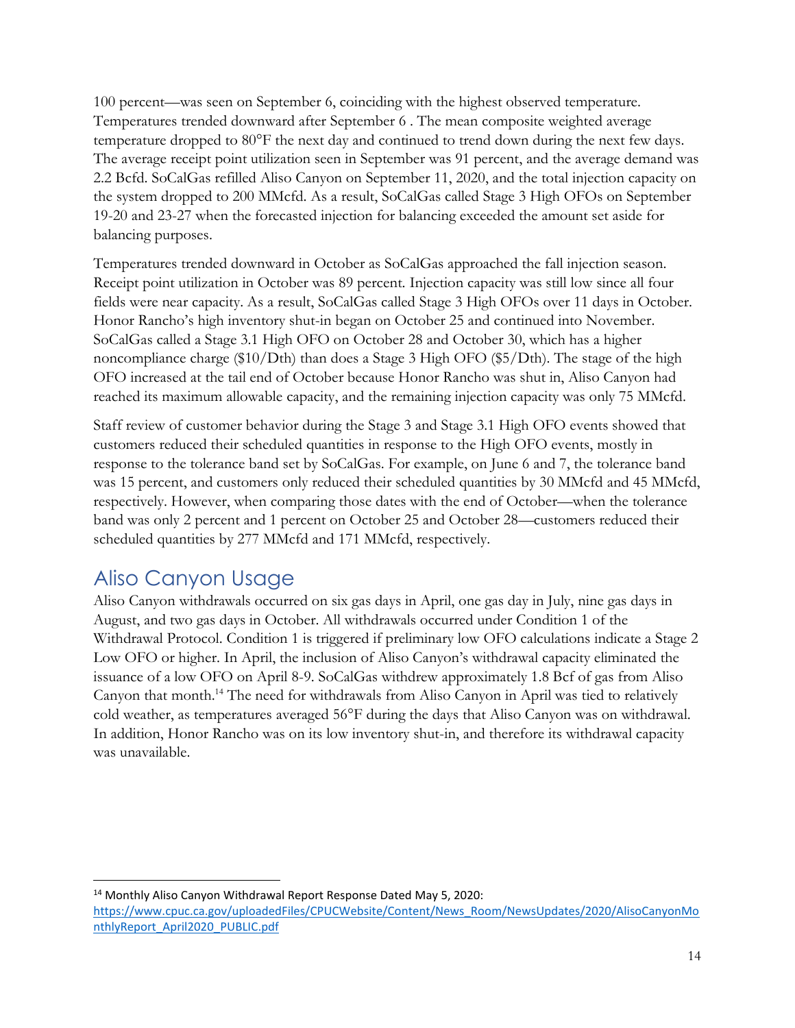100 percent—was seen on September 6, coinciding with the highest observed temperature. Temperatures trended downward after September 6 . The mean composite weighted average temperature dropped to 80°F the next day and continued to trend down during the next few days. The average receipt point utilization seen in September was 91 percent, and the average demand was 2.2 Bcfd. SoCalGas refilled Aliso Canyon on September 11, 2020, and the total injection capacity on the system dropped to 200 MMcfd. As a result, SoCalGas called Stage 3 High OFOs on September 19-20 and 23-27 when the forecasted injection for balancing exceeded the amount set aside for balancing purposes.

Temperatures trended downward in October as SoCalGas approached the fall injection season. Receipt point utilization in October was 89 percent. Injection capacity was still low since all four fields were near capacity. As a result, SoCalGas called Stage 3 High OFOs over 11 days in October. Honor Rancho's high inventory shut-in began on October 25 and continued into November. SoCalGas called a Stage 3.1 High OFO on October 28 and October 30, which has a higher noncompliance charge ($10/Dth) than does a Stage 3 High OFO ($5/Dth). The stage of the high OFO increased at the tail end of October because Honor Rancho was shut in, Aliso Canyon had reached its maximum allowable capacity, and the remaining injection capacity was only 75 MMcfd.

Staff review of customer behavior during the Stage 3 and Stage 3.1 High OFO events showed that customers reduced their scheduled quantities in response to the High OFO events, mostly in response to the tolerance band set by SoCalGas. For example, on June 6 and 7, the tolerance band was 15 percent, and customers only reduced their scheduled quantities by 30 MMcfd and 45 MMcfd, respectively. However, when comparing those dates with the end of October—when the tolerance band was only 2 percent and 1 percent on October 25 and October 28—customers reduced their scheduled quantities by 277 MMcfd and 171 MMcfd, respectively.

## Aliso Canyon Usage

Aliso Canyon withdrawals occurred on six gas days in April, one gas day in July, nine gas days in August, and two gas days in October. All withdrawals occurred under Condition 1 of the Withdrawal Protocol. Condition 1 is triggered if preliminary low OFO calculations indicate a Stage 2 Low OFO or higher. In April, the inclusion of Aliso Canyon's withdrawal capacity eliminated the issuance of a low OFO on April 8-9. SoCalGas withdrew approximately 1.8 Bcf of gas from Aliso Canyon that month.[14] The need for withdrawals from Aliso Canyon in April was tied to relatively cold weather, as temperatures averaged 56°F during the days that Aliso Canyon was on withdrawal. In addition, Honor Rancho was on its low inventory shut-in, and therefore its withdrawal capacity was unavailable.

[14] Monthly Aliso Canyon Withdrawal Report Response Dated May 5, 2020: https://www.cpuc.ca.gov/uploadedFiles/CPUCWebsite/Content/News_Room/NewsUpdates/2020/AlisoCanyonMonthlyReport_April2020_PUBLIC.pdf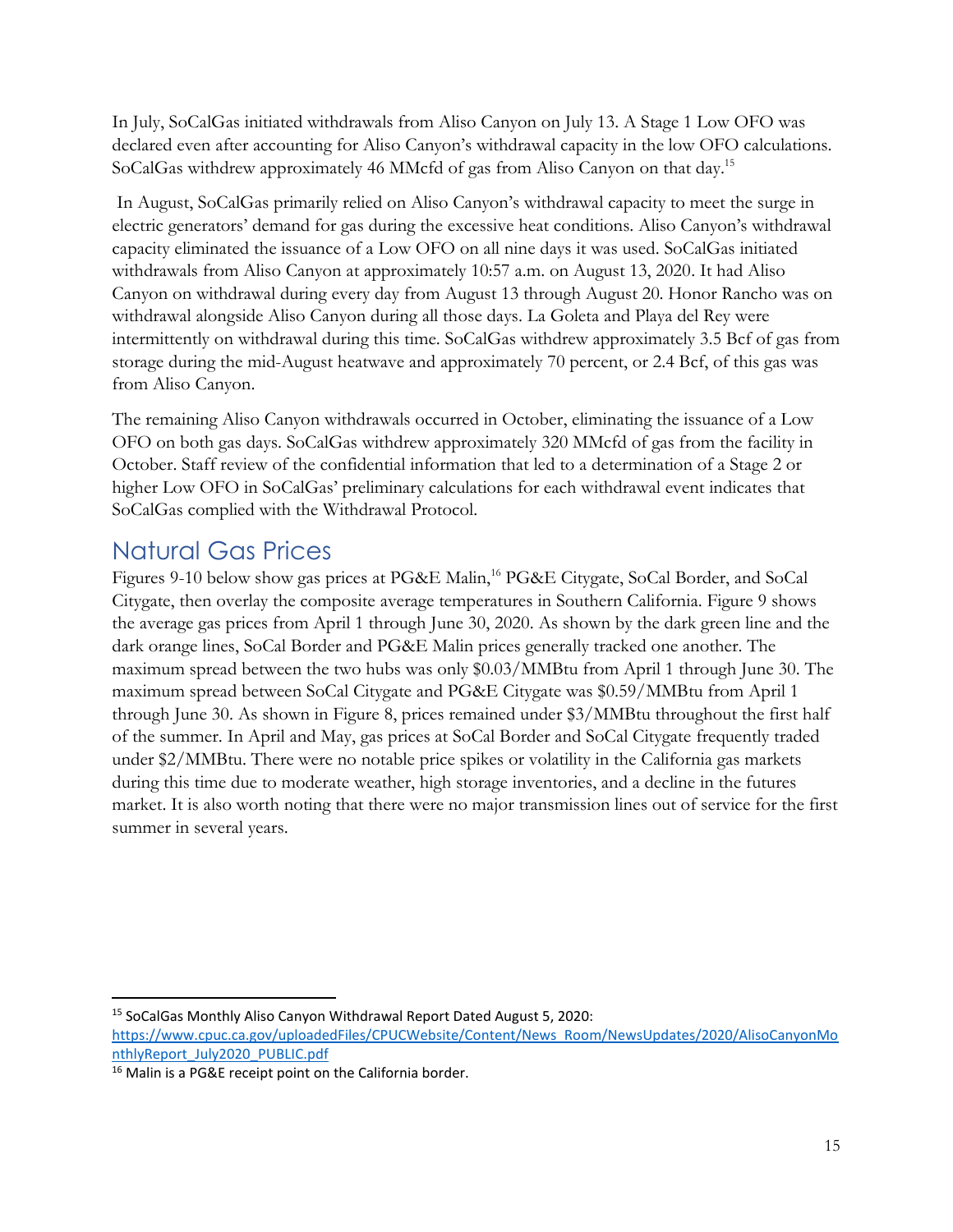In July, SoCalGas initiated withdrawals from Aliso Canyon on July 13. A Stage 1 Low OFO was declared even after accounting for Aliso Canyon's withdrawal capacity in the low OFO calculations. SoCalGas withdrew approximately 46 MMcfd of gas from Aliso Canyon on that day.[15]

In August, SoCalGas primarily relied on Aliso Canyon's withdrawal capacity to meet the surge in electric generators' demand for gas during the excessive heat conditions. Aliso Canyon's withdrawal capacity eliminated the issuance of a Low OFO on all nine days it was used. SoCalGas initiated withdrawals from Aliso Canyon at approximately 10:57 a.m. on August 13, 2020. It had Aliso Canyon on withdrawal during every day from August 13 through August 20. Honor Rancho was on withdrawal alongside Aliso Canyon during all those days. La Goleta and Playa del Rey were intermittently on withdrawal during this time. SoCalGas withdrew approximately 3.5 Bcf of gas from storage during the mid-August heatwave and approximately 70 percent, or 2.4 Bcf, of this gas was from Aliso Canyon.

The remaining Aliso Canyon withdrawals occurred in October, eliminating the issuance of a Low OFO on both gas days. SoCalGas withdrew approximately 320 MMcfd of gas from the facility in October. Staff review of the confidential information that led to a determination of a Stage 2 or higher Low OFO in SoCalGas' preliminary calculations for each withdrawal event indicates that SoCalGas complied with the Withdrawal Protocol.

## Natural Gas Prices

Figures 9-10 below show gas prices at PG&E Malin,[16] PG&E Citygate, SoCal Border, and SoCal Citygate, then overlay the composite average temperatures in Southern California. Figure 9 shows the average gas prices from April 1 through June 30, 2020. As shown by the dark green line and the dark orange lines, SoCal Border and PG&E Malin prices generally tracked one another. The maximum spread between the two hubs was only $0.03/MMBtu from April 1 through June 30. The maximum spread between SoCal Citygate and PG&E Citygate was $0.59/MMBtu from April 1 through June 30. As shown in Figure 8, prices remained under $3/MMBtu throughout the first half of the summer. In April and May, gas prices at SoCal Border and SoCal Citygate frequently traded under $2/MMBtu. There were no notable price spikes or volatility in the California gas markets during this time due to moderate weather, high storage inventories, and a decline in the futures market. It is also worth noting that there were no major transmission lines out of service for the first summer in several years.

[15] SoCalGas Monthly Aliso Canyon Withdrawal Report Dated August 5, 2020: https://www.cpuc.ca.gov/uploadedFiles/CPUCWebsite/Content/News_Room/NewsUpdates/2020/AlisoCanyonMonthlyReport_July2020_PUBLIC.pdf

[16] Malin is a PG&E receipt point on the California border.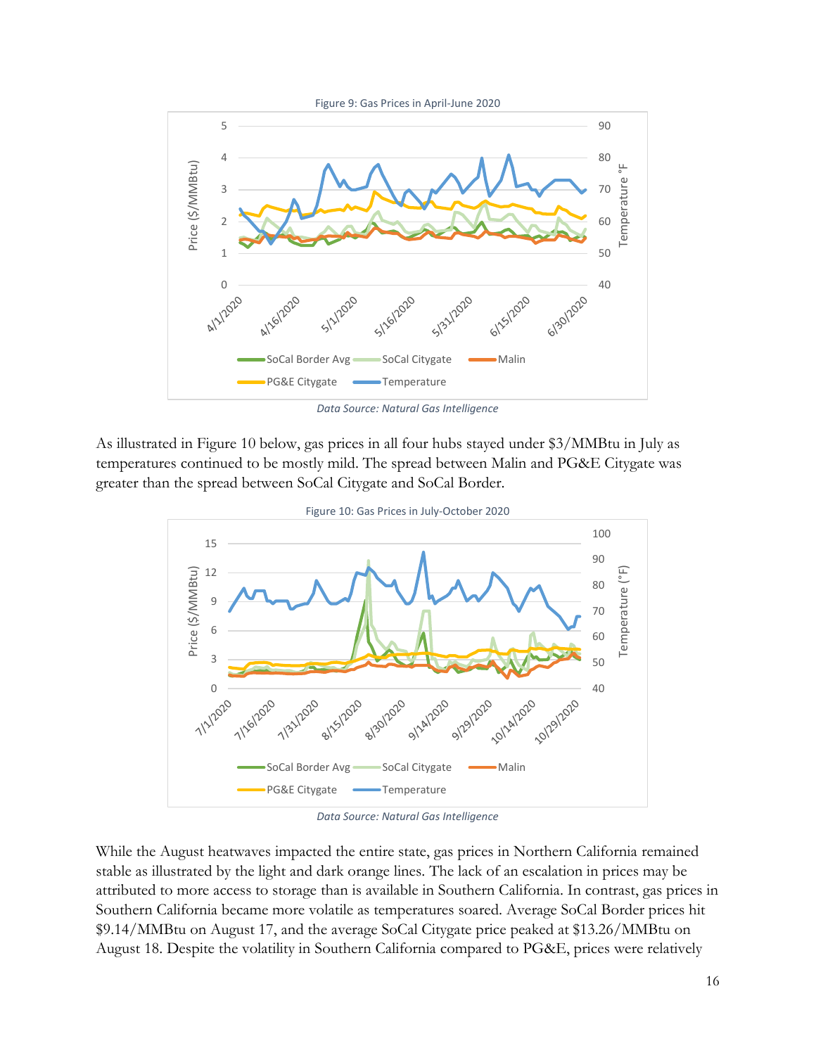Figure 9: Gas Prices in April-June 2020

*Data Source: Natural Gas Intelligence*

As illustrated in Figure 10 below, gas prices in all four hubs stayed under $3/MMBtu in July as temperatures continued to be mostly mild. The spread between Malin and PG&E Citygate was greater than the spread between SoCal Citygate and SoCal Border.

Figure 10: Gas Prices in July-October 2020

*Data Source: Natural Gas Intelligence*

While the August heatwaves impacted the entire state, gas prices in Northern California remained stable as illustrated by the light and dark orange lines. The lack of an escalation in prices may be attributed to more access to storage than is available in Southern California. In contrast, gas prices in Southern California became more volatile as temperatures soared. Average SoCal Border prices hit $9.14/MMBtu on August 17, and the average SoCal Citygate price peaked at $13.26/MMBtu on August 18. Despite the volatility in Southern California compared to PG&E, prices were relatively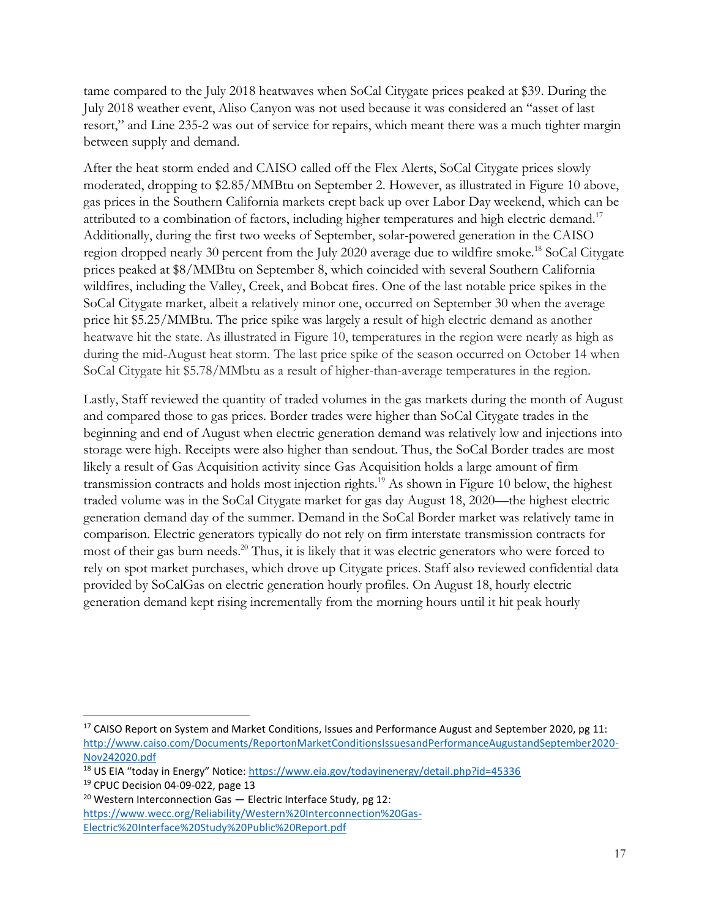tame compared to the July 2018 heatwaves when SoCal Citygate prices peaked at $39. During the July 2018 weather event, Aliso Canyon was not used because it was considered an "asset of last resort," and Line 235-2 was out of service for repairs, which meant there was a much tighter margin between supply and demand.

After the heat storm ended and CAISO called off the Flex Alerts, SoCal Citygate prices slowly moderated, dropping to $2.85/MMBtu on September 2. However, as illustrated in Figure 10 above, gas prices in the Southern California markets crept back up over Labor Day weekend, which can be attributed to a combination of factors, including higher temperatures and high electric demand.[17] Additionally, during the first two weeks of September, solar-powered generation in the CAISO region dropped nearly 30 percent from the July 2020 average due to wildfire smoke.[18] SoCal Citygate prices peaked at $8/MMBtu on September 8, which coincided with several Southern California wildfires, including the Valley, Creek, and Bobcat fires. One of the last notable price spikes in the SoCal Citygate market, albeit a relatively minor one, occurred on September 30 when the average price hit $5.25/MMBtu. The price spike was largely a result of high electric demand as another heatwave hit the state. As illustrated in Figure 10, temperatures in the region were nearly as high as during the mid-August heat storm. The last price spike of the season occurred on October 14 when SoCal Citygate hit $5.78/MMbtu as a result of higher-than-average temperatures in the region.

Lastly, Staff reviewed the quantity of traded volumes in the gas markets during the month of August and compared those to gas prices. Border trades were higher than SoCal Citygate trades in the beginning and end of August when electric generation demand was relatively low and injections into storage were high. Receipts were also higher than sendout. Thus, the SoCal Border trades are most likely a result of Gas Acquisition activity since Gas Acquisition holds a large amount of firm transmission contracts and holds most injection rights.[19] As shown in Figure 10 below, the highest traded volume was in the SoCal Citygate market for gas day August 18, 2020—the highest electric generation demand day of the summer. Demand in the SoCal Border market was relatively tame in comparison. Electric generators typically do not rely on firm interstate transmission contracts for most of their gas burn needs.[20] Thus, it is likely that it was electric generators who were forced to rely on spot market purchases, which drove up Citygate prices. Staff also reviewed confidential data provided by SoCalGas on electric generation hourly profiles. On August 18, hourly electric generation demand kept rising incrementally from the morning hours until it hit peak hourly

---

[17] CAISO Report on System and Market Conditions, Issues and Performance August and September 2020, pg 11: http://www.caiso.com/Documents/ReportonMarketConditionsIssuesandPerformanceAugustandSeptember2020-Nov242020.pdf

[18] US EIA "today in Energy" Notice: https://www.eia.gov/todayinenergy/detail.php?id=45336

[19] CPUC Decision 04-09-022, page 13

[20] Western Interconnection Gas — Electric Interface Study, pg 12: https://www.wecc.org/Reliability/Western%20Interconnection%20Gas-Electric%20Interface%20Study%20Public%20Report.pdf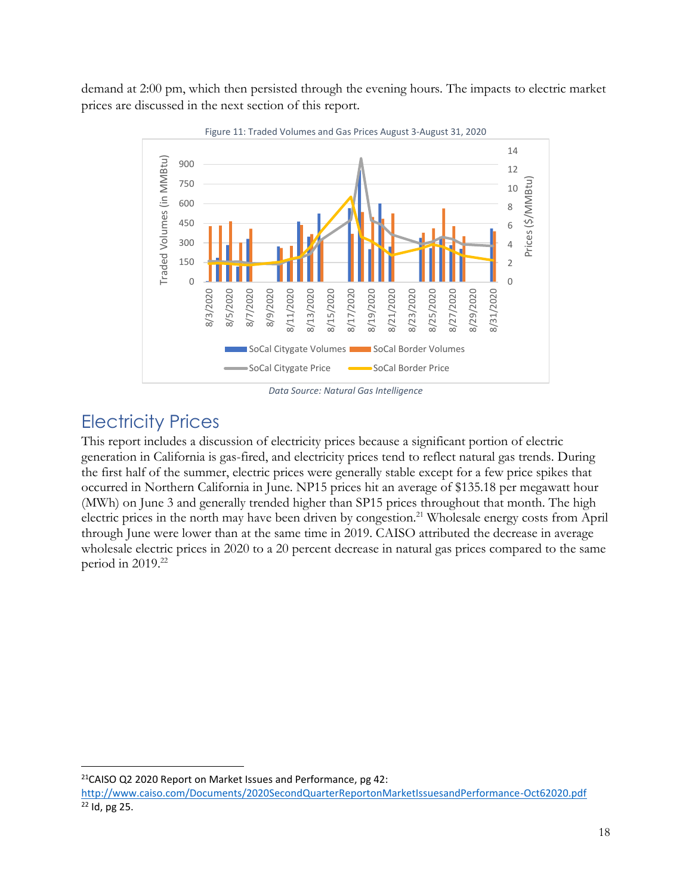demand at 2:00 pm, which then persisted through the evening hours. The impacts to electric market prices are discussed in the next section of this report.

Figure 11: Traded Volumes and Gas Prices August 3-August 31, 2020

*Data Source: Natural Gas Intelligence*

## Electricity Prices

This report includes a discussion of electricity prices because a significant portion of electric generation in California is gas-fired, and electricity prices tend to reflect natural gas trends. During the first half of the summer, electric prices were generally stable except for a few price spikes that occurred in Northern California in June. NP15 prices hit an average of $135.18 per megawatt hour (MWh) on June 3 and generally trended higher than SP15 prices throughout that month. The high electric prices in the north may have been driven by congestion.[21] Wholesale energy costs from April through June were lower than at the same time in 2019. CAISO attributed the decrease in average wholesale electric prices in 2020 to a 20 percent decrease in natural gas prices compared to the same period in 2019.[22]

---

[21] CAISO Q2 2020 Report on Market Issues and Performance, pg 42: http://www.caiso.com/Documents/2020SecondQuarterReportonMarketIssuesandPerformance-Oct62020.pdf

[22] Id, pg 25.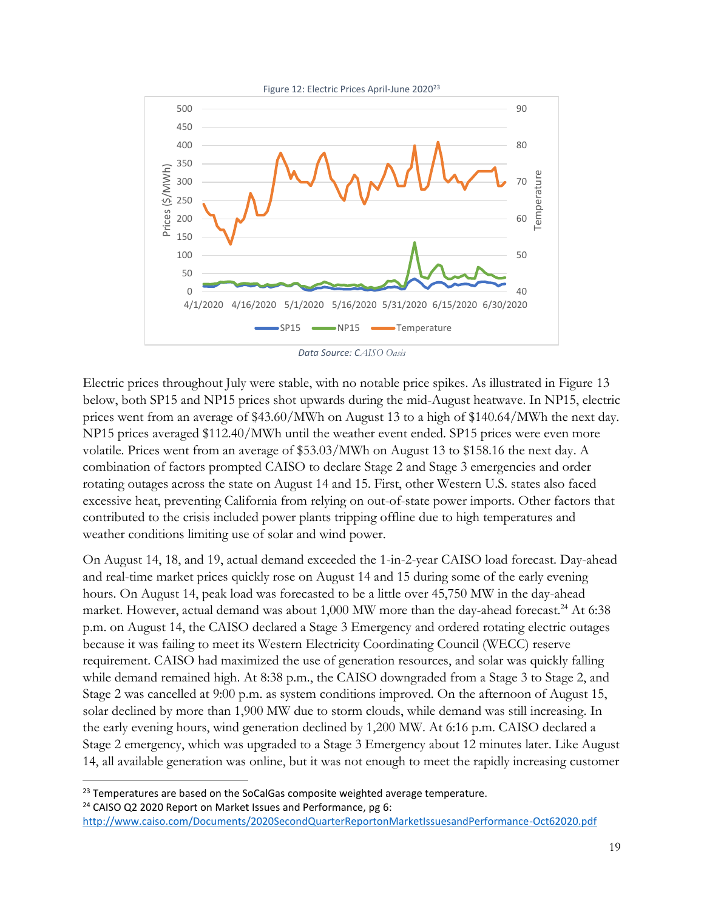Figure 12: Electric Prices April-June 2020[23]

*Data Source: CAISO Oasis*

Electric prices throughout July were stable, with no notable price spikes. As illustrated in Figure 13 below, both SP15 and NP15 prices shot upwards during the mid-August heatwave. In NP15, electric prices went from an average of $43.60/MWh on August 13 to a high of $140.64/MWh the next day. NP15 prices averaged $112.40/MWh until the weather event ended. SP15 prices were even more volatile. Prices went from an average of $53.03/MWh on August 13 to $158.16 the next day. A combination of factors prompted CAISO to declare Stage 2 and Stage 3 emergencies and order rotating outages across the state on August 14 and 15. First, other Western U.S. states also faced excessive heat, preventing California from relying on out-of-state power imports. Other factors that contributed to the crisis included power plants tripping offline due to high temperatures and weather conditions limiting use of solar and wind power.

On August 14, 18, and 19, actual demand exceeded the 1-in-2-year CAISO load forecast. Day-ahead and real-time market prices quickly rose on August 14 and 15 during some of the early evening hours. On August 14, peak load was forecasted to be a little over 45,750 MW in the day-ahead market. However, actual demand was about 1,000 MW more than the day-ahead forecast.[24] At 6:38 p.m. on August 14, the CAISO declared a Stage 3 Emergency and ordered rotating electric outages because it was failing to meet its Western Electricity Coordinating Council (WECC) reserve requirement. CAISO had maximized the use of generation resources, and solar was quickly falling while demand remained high. At 8:38 p.m., the CAISO downgraded from a Stage 3 to Stage 2, and Stage 2 was cancelled at 9:00 p.m. as system conditions improved. On the afternoon of August 15, solar declined by more than 1,900 MW due to storm clouds, while demand was still increasing. In the early evening hours, wind generation declined by 1,200 MW. At 6:16 p.m. CAISO declared a Stage 2 emergency, which was upgraded to a Stage 3 Emergency about 12 minutes later. Like August 14, all available generation was online, but it was not enough to meet the rapidly increasing customer

---

[23] Temperatures are based on the SoCalGas composite weighted average temperature.

[24] CAISO Q2 2020 Report on Market Issues and Performance, pg 6: http://www.caiso.com/Documents/2020SecondQuarterReportonMarketIssuesandPerformance-Oct62020.pdf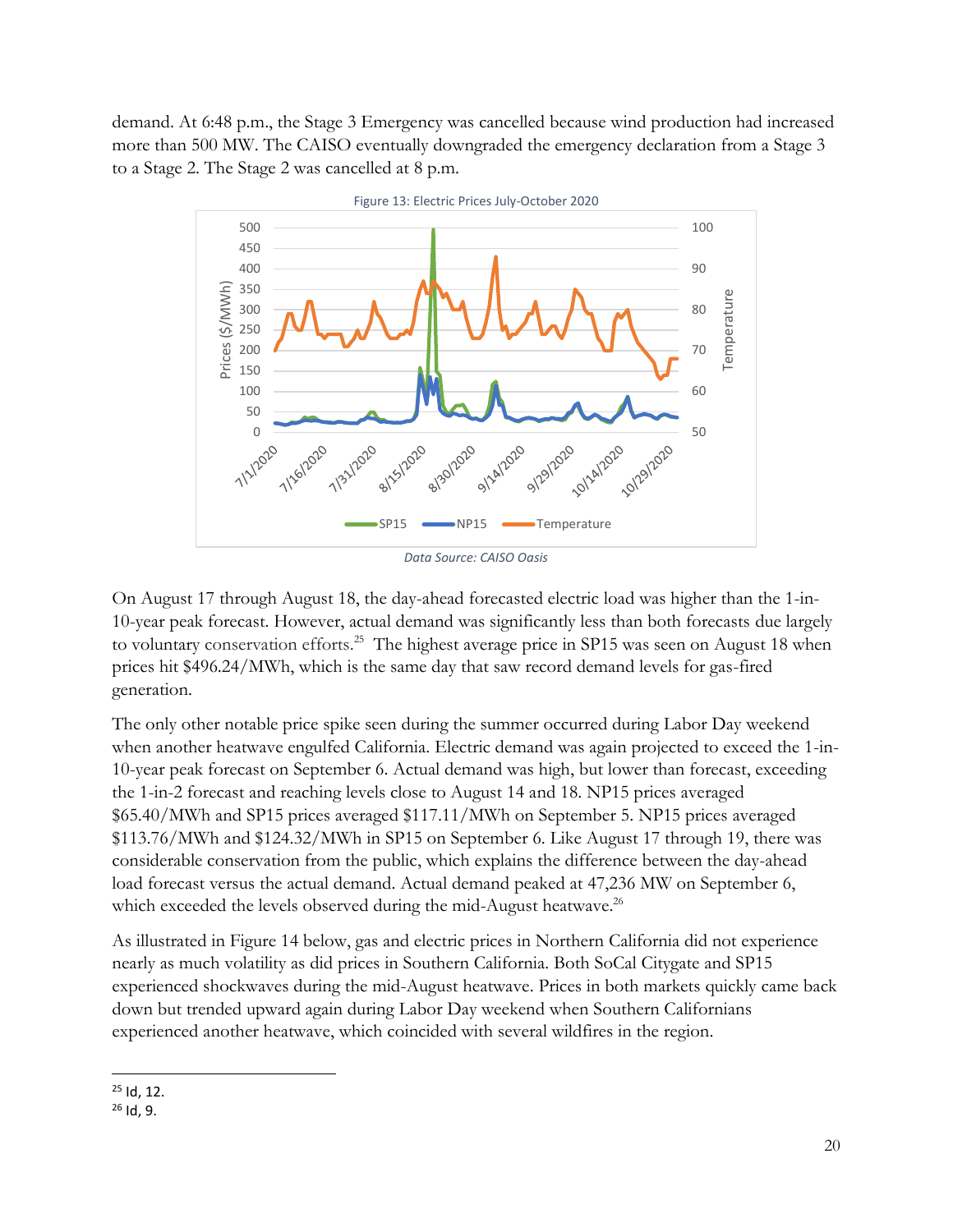demand. At 6:48 p.m., the Stage 3 Emergency was cancelled because wind production had increased more than 500 MW. The CAISO eventually downgraded the emergency declaration from a Stage 3 to a Stage 2. The Stage 2 was cancelled at 8 p.m.

Figure 13: Electric Prices July-October 2020

*Data Source: CAISO Oasis*

On August 17 through August 18, the day-ahead forecasted electric load was higher than the 1-in-10-year peak forecast. However, actual demand was significantly less than both forecasts due largely to voluntary conservation efforts.[25] The highest average price in SP15 was seen on August 18 when prices hit $496.24/MWh, which is the same day that saw record demand levels for gas-fired generation.

The only other notable price spike seen during the summer occurred during Labor Day weekend when another heatwave engulfed California. Electric demand was again projected to exceed the 1-in-10-year peak forecast on September 6. Actual demand was high, but lower than forecast, exceeding the 1-in-2 forecast and reaching levels close to August 14 and 18. NP15 prices averaged $65.40/MWh and SP15 prices averaged $117.11/MWh on September 5. NP15 prices averaged $113.76/MWh and $124.32/MWh in SP15 on September 6. Like August 17 through 19, there was considerable conservation from the public, which explains the difference between the day-ahead load forecast versus the actual demand. Actual demand peaked at 47,236 MW on September 6, which exceeded the levels observed during the mid-August heatwave.[26]

As illustrated in Figure 14 below, gas and electric prices in Northern California did not experience nearly as much volatility as did prices in Southern California. Both SoCal Citygate and SP15 experienced shockwaves during the mid-August heatwave. Prices in both markets quickly came back down but trended upward again during Labor Day weekend when Southern Californians experienced another heatwave, which coincided with several wildfires in the region.

[25] Id, 12.

[26] Id, 9.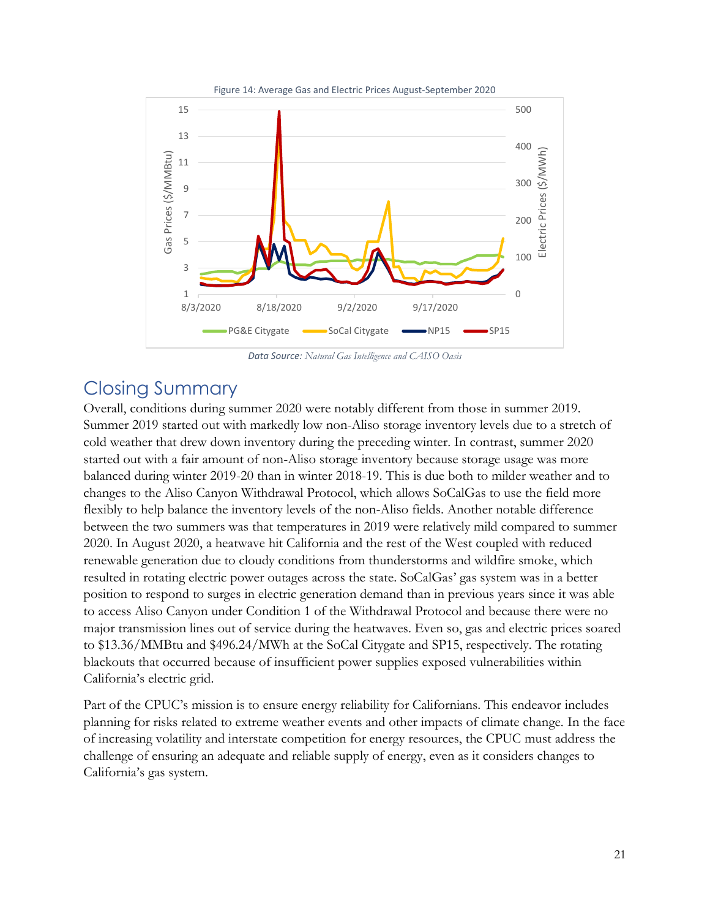Figure 14: Average Gas and Electric Prices August-September 2020

*Data Source: Natural Gas Intelligence and CAISO Oasis*

## Closing Summary

Overall, conditions during summer 2020 were notably different from those in summer 2019. Summer 2019 started out with markedly low non-Aliso storage inventory levels due to a stretch of cold weather that drew down inventory during the preceding winter. In contrast, summer 2020 started out with a fair amount of non-Aliso storage inventory because storage usage was more balanced during winter 2019-20 than in winter 2018-19. This is due both to milder weather and to changes to the Aliso Canyon Withdrawal Protocol, which allows SoCalGas to use the field more flexibly to help balance the inventory levels of the non-Aliso fields. Another notable difference between the two summers was that temperatures in 2019 were relatively mild compared to summer 2020. In August 2020, a heatwave hit California and the rest of the West coupled with reduced renewable generation due to cloudy conditions from thunderstorms and wildfire smoke, which resulted in rotating electric power outages across the state. SoCalGas' gas system was in a better position to respond to surges in electric generation demand than in previous years since it was able to access Aliso Canyon under Condition 1 of the Withdrawal Protocol and because there were no major transmission lines out of service during the heatwaves. Even so, gas and electric prices soared to $13.36/MMBtu and $496.24/MWh at the SoCal Citygate and SP15, respectively. The rotating blackouts that occurred because of insufficient power supplies exposed vulnerabilities within California's electric grid.

Part of the CPUC's mission is to ensure energy reliability for Californians. This endeavor includes planning for risks related to extreme weather events and other impacts of climate change. In the face of increasing volatility and interstate competition for energy resources, the CPUC must address the challenge of ensuring an adequate and reliable supply of energy, even as it considers changes to California's gas system.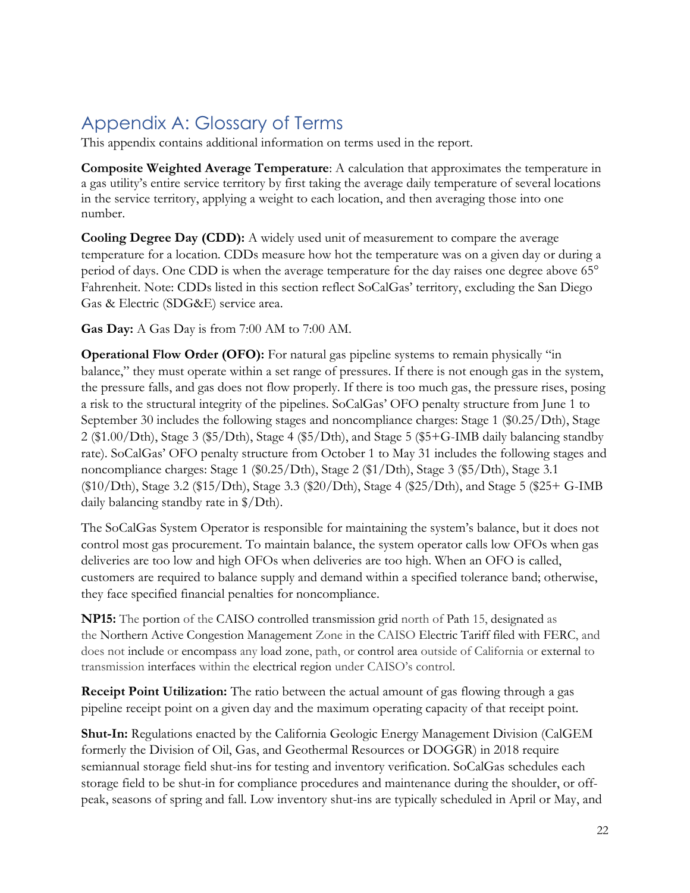# Appendix A: Glossary of Terms

This appendix contains additional information on terms used in the report.

**Composite Weighted Average Temperature**: A calculation that approximates the temperature in a gas utility's entire service territory by first taking the average daily temperature of several locations in the service territory, applying a weight to each location, and then averaging those into one number.

**Cooling Degree Day (CDD):** A widely used unit of measurement to compare the average temperature for a location. CDDs measure how hot the temperature was on a given day or during a period of days. One CDD is when the average temperature for the day raises one degree above 65° Fahrenheit. Note: CDDs listed in this section reflect SoCalGas' territory, excluding the San Diego Gas & Electric (SDG&E) service area.

**Gas Day:** A Gas Day is from 7:00 AM to 7:00 AM.

**Operational Flow Order (OFO):** For natural gas pipeline systems to remain physically "in balance," they must operate within a set range of pressures. If there is not enough gas in the system, the pressure falls, and gas does not flow properly. If there is too much gas, the pressure rises, posing a risk to the structural integrity of the pipelines. SoCalGas' OFO penalty structure from June 1 to September 30 includes the following stages and noncompliance charges: Stage 1 ($0.25/Dth), Stage 2 ($1.00/Dth), Stage 3 ($5/Dth), Stage 4 ($5/Dth), and Stage 5 ($5+G-IMB daily balancing standby rate). SoCalGas' OFO penalty structure from October 1 to May 31 includes the following stages and noncompliance charges: Stage 1 ($0.25/Dth), Stage 2 ($1/Dth), Stage 3 ($5/Dth), Stage 3.1 ($10/Dth), Stage 3.2 ($15/Dth), Stage 3.3 ($20/Dth), Stage 4 ($25/Dth), and Stage 5 ($25+ G-IMB daily balancing standby rate in $/Dth).

The SoCalGas System Operator is responsible for maintaining the system's balance, but it does not control most gas procurement. To maintain balance, the system operator calls low OFOs when gas deliveries are too low and high OFOs when deliveries are too high. When an OFO is called, customers are required to balance supply and demand within a specified tolerance band; otherwise, they face specified financial penalties for noncompliance.

**NP15:** The portion of the CAISO controlled transmission grid north of Path 15, designated as the Northern Active Congestion Management Zone in the CAISO Electric Tariff filed with FERC, and does not include or encompass any load zone, path, or control area outside of California or external to transmission interfaces within the electrical region under CAISO's control.

**Receipt Point Utilization:** The ratio between the actual amount of gas flowing through a gas pipeline receipt point on a given day and the maximum operating capacity of that receipt point.

**Shut-In:** Regulations enacted by the California Geologic Energy Management Division (CalGEM formerly the Division of Oil, Gas, and Geothermal Resources or DOGGR) in 2018 require semiannual storage field shut-ins for testing and inventory verification. SoCalGas schedules each storage field to be shut-in for compliance procedures and maintenance during the shoulder, or off-peak, seasons of spring and fall. Low inventory shut-ins are typically scheduled in April or May, and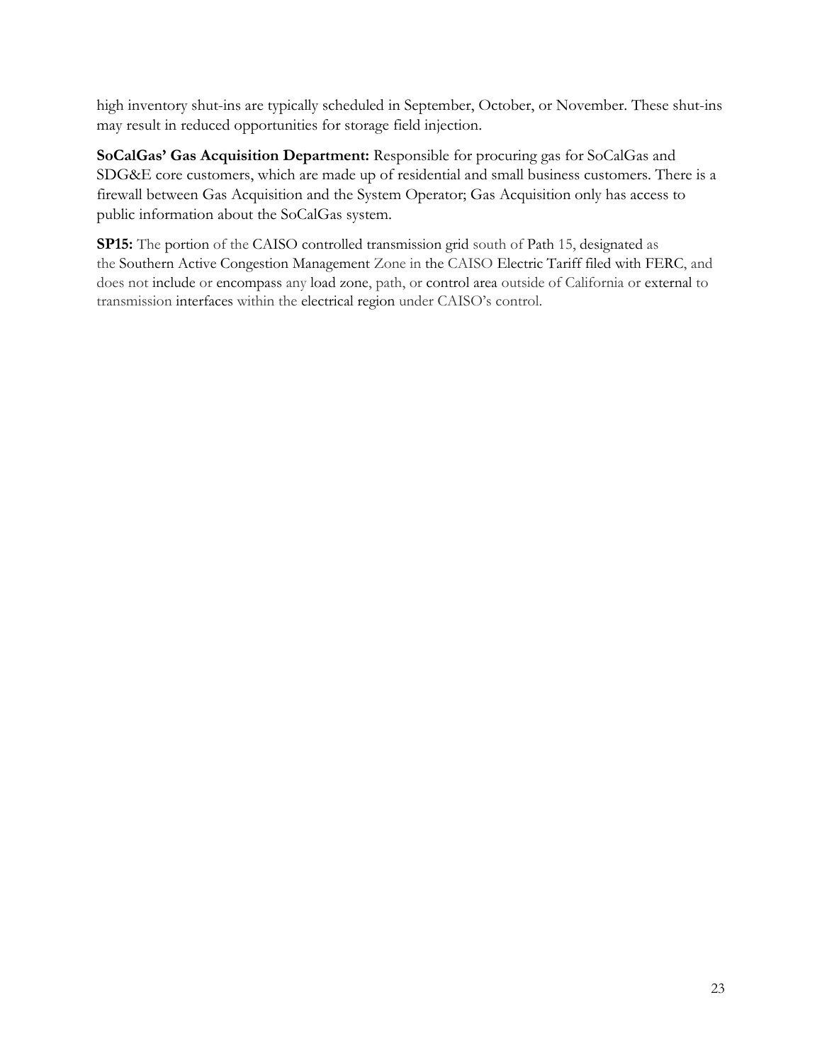high inventory shut-ins are typically scheduled in September, October, or November. These shut-ins may result in reduced opportunities for storage field injection.

**SoCalGas' Gas Acquisition Department:** Responsible for procuring gas for SoCalGas and SDG&E core customers, which are made up of residential and small business customers. There is a firewall between Gas Acquisition and the System Operator; Gas Acquisition only has access to public information about the SoCalGas system.

**SP15:** The portion of the CAISO controlled transmission grid south of Path 15, designated as the Southern Active Congestion Management Zone in the CAISO Electric Tariff filed with FERC, and does not include or encompass any load zone, path, or control area outside of California or external to transmission interfaces within the electrical region under CAISO's control.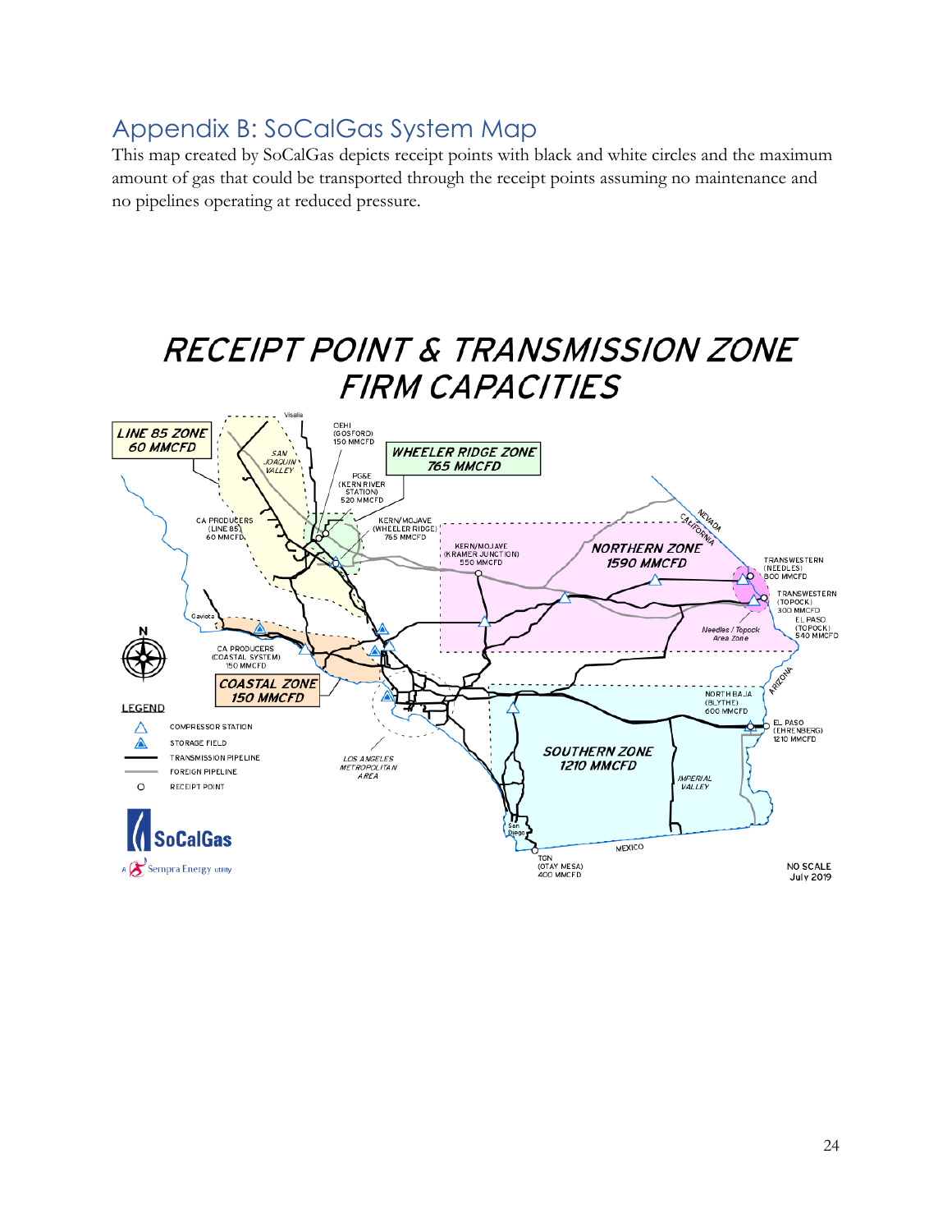## Appendix B: SoCalGas System Map

This map created by SoCalGas depicts receipt points with black and white circles and the maximum amount of gas that could be transported through the receipt points assuming no maintenance and no pipelines operating at reduced pressure.

RECEIPT POINT & TRANSMISSION ZONE FIRM CAPACITIES

LINE 85 ZONE
60 MMCFD

Visalia

OEHI
(GOSFORD)
150 MMCFD

WHEELER RIDGE ZONE
765 MMCFD

SAN JOAQUIN VALLEY

PG&E
(KERN RIVER STATION)
520 MMCFD

CA PRODUCERS
(LINE 85)
60 MMCFD

KERN/MOJAVE
(WHEELER RIDGE)
765 MMCFD

KERN/MOJAVE
(KRAMER JUNCTION)
550 MMCFD

NORTHERN ZONE
1590 MMCFD

NEVADA
CALIFORNIA

TRANSWESTERN
(NEEDLES)
800 MMCFD

TRANSWESTERN
(TOPOCK)
300 MMCFD

EL PASO
(TOPOCK)
540 MMCFD

Needles / Topock Area Zone

Gaviota

CA PRODUCERS
(COASTAL SYSTEM)
150 MMCFD

COASTAL ZONE
150 MMCFD

ARIZONA

NORTH BAJA
(BLYTHE)
600 MMCFD

EL PASO
(EHRENBERG)
1210 MMCFD

LEGEND

COMPRESSOR STATION

STORAGE FIELD

TRANSMISSION PIPELINE

FOREIGN PIPELINE

RECEIPT POINT

LOS ANGELES METROPOLITAN AREA

SOUTHERN ZONE
1210 MMCFD

IMPERIAL VALLEY

San Diego

MEXICO

TGN
(OTAY MESA)
400 MMCFD

SoCalGas
A Sempra Energy utility

NO SCALE
July 2019